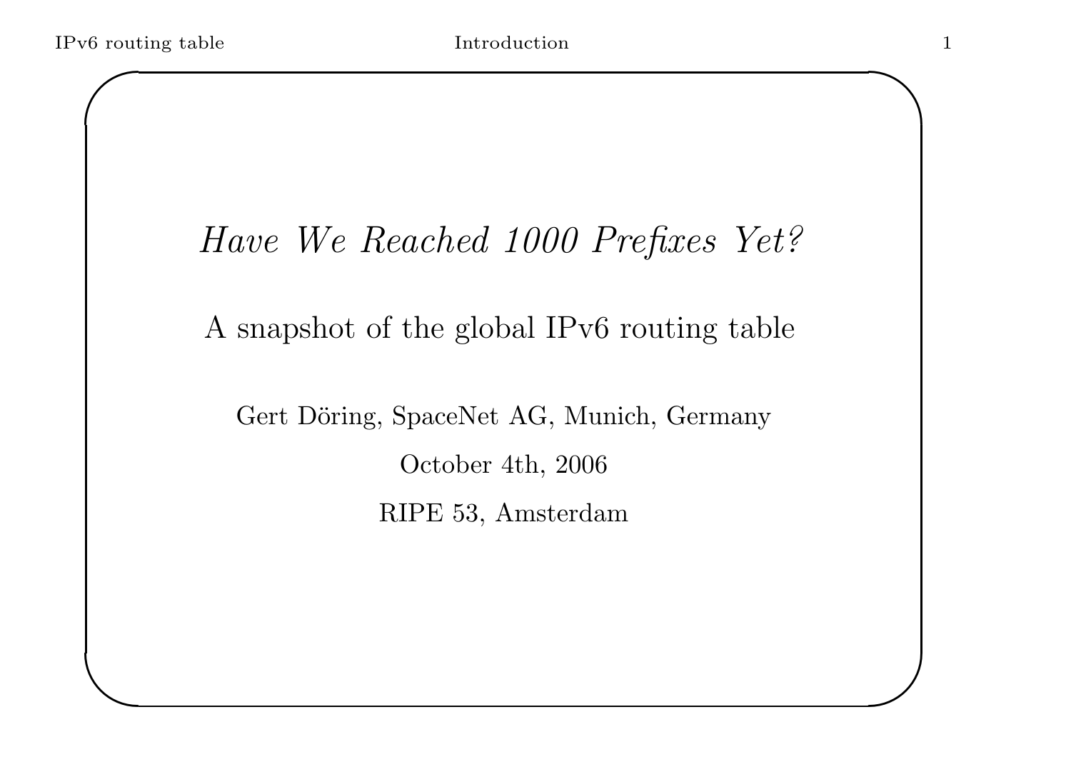# *Have We Reached 1000 Prefixes Yet?*

## A snapshot of the global IPv6 routing table

Gert Döring, SpaceNet AG, Munich, Germany

October 4th, 2006

RIPE 53, Amsterdam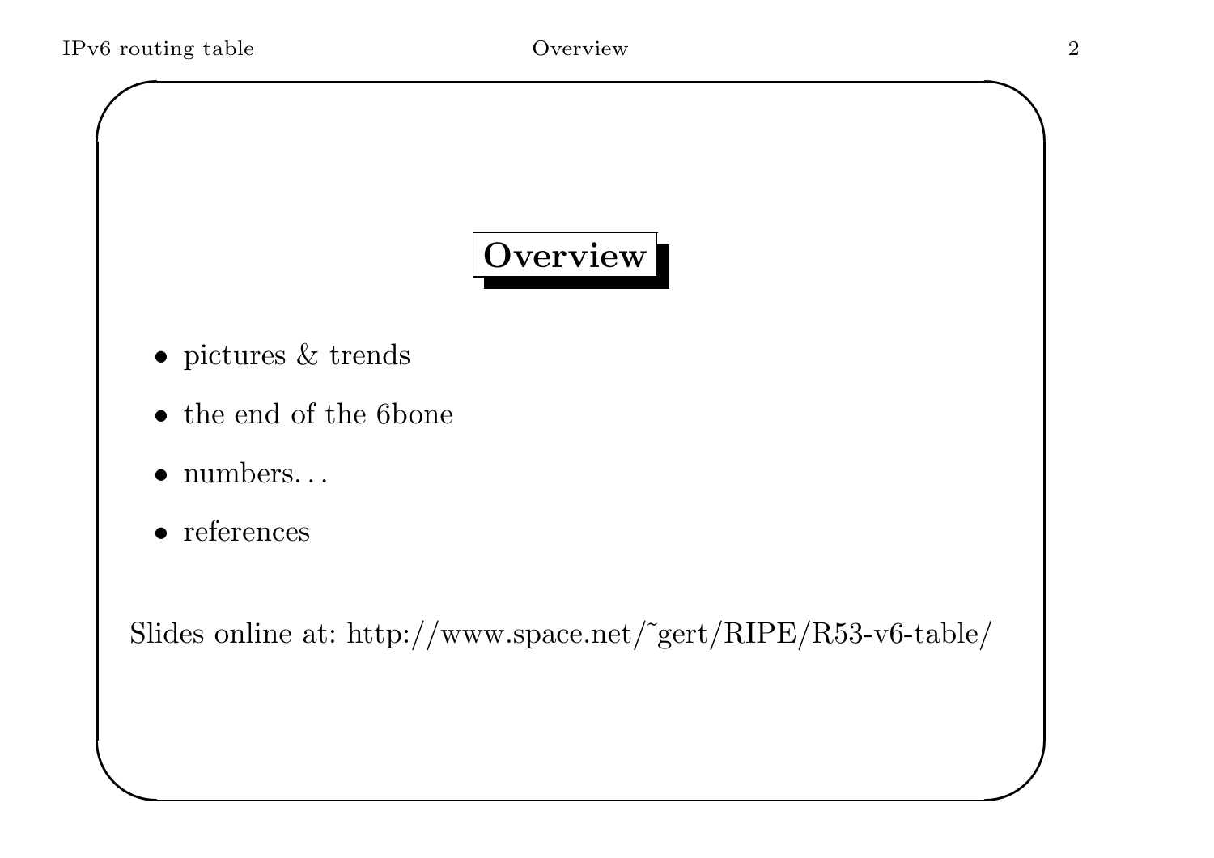## Overview

- pictures & trends
- the end of the 6bone
- numbers. . .
- references

Slides online at: http://www.space.net/~gert/RIPE/R53-v6-table/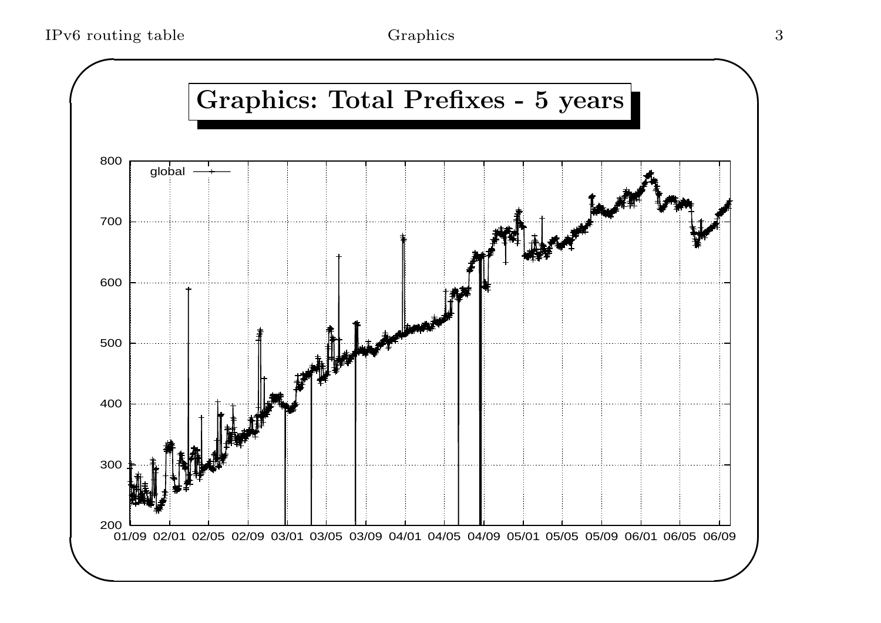# Graphics: Total Prefixes - 5 years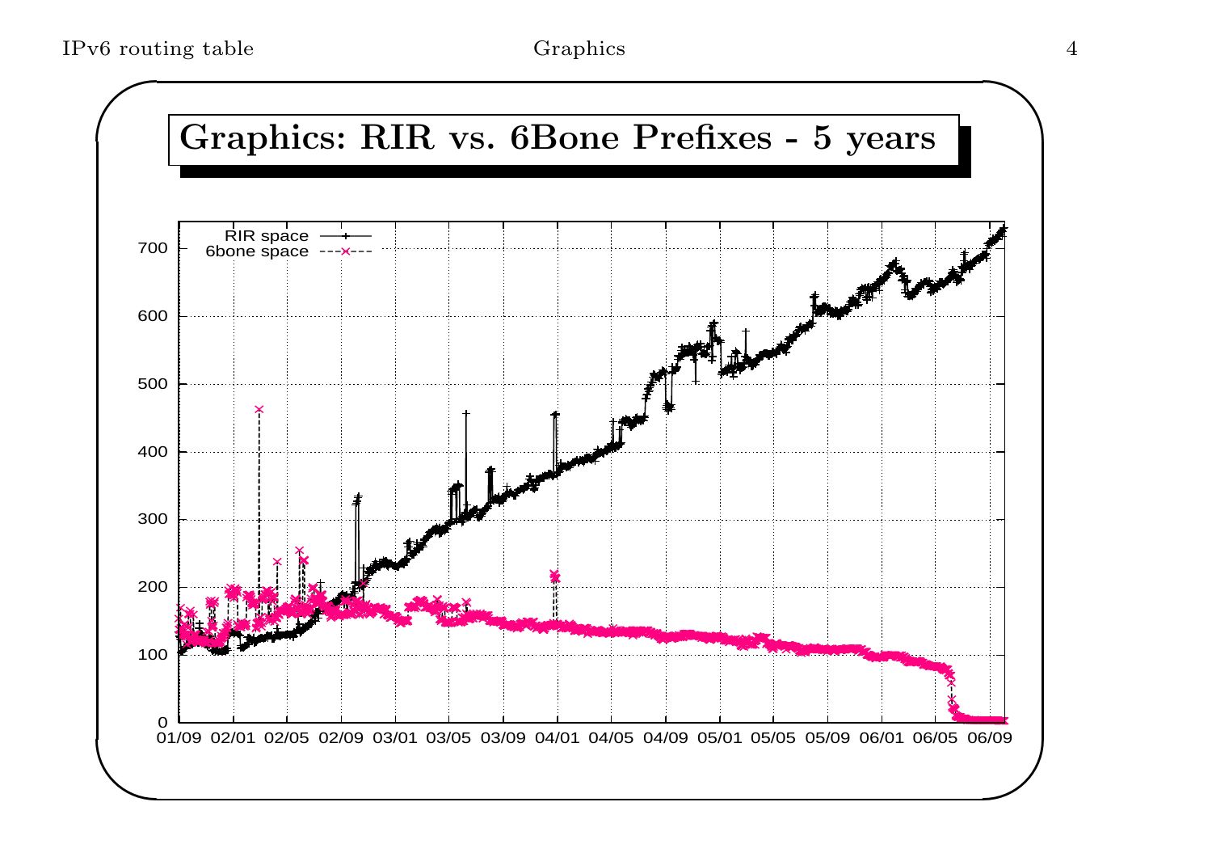# Graphics: RIR vs. 6Bone Prefixes - 5 years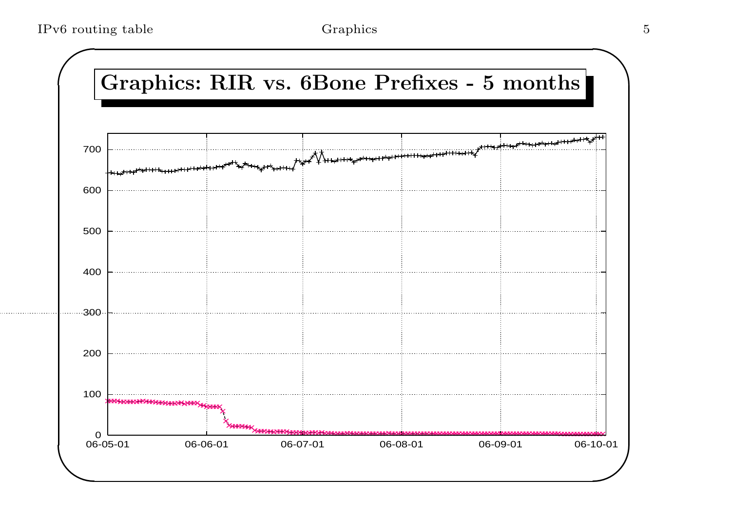# Graphics: RIR vs. 6Bone Prefixes - 5 months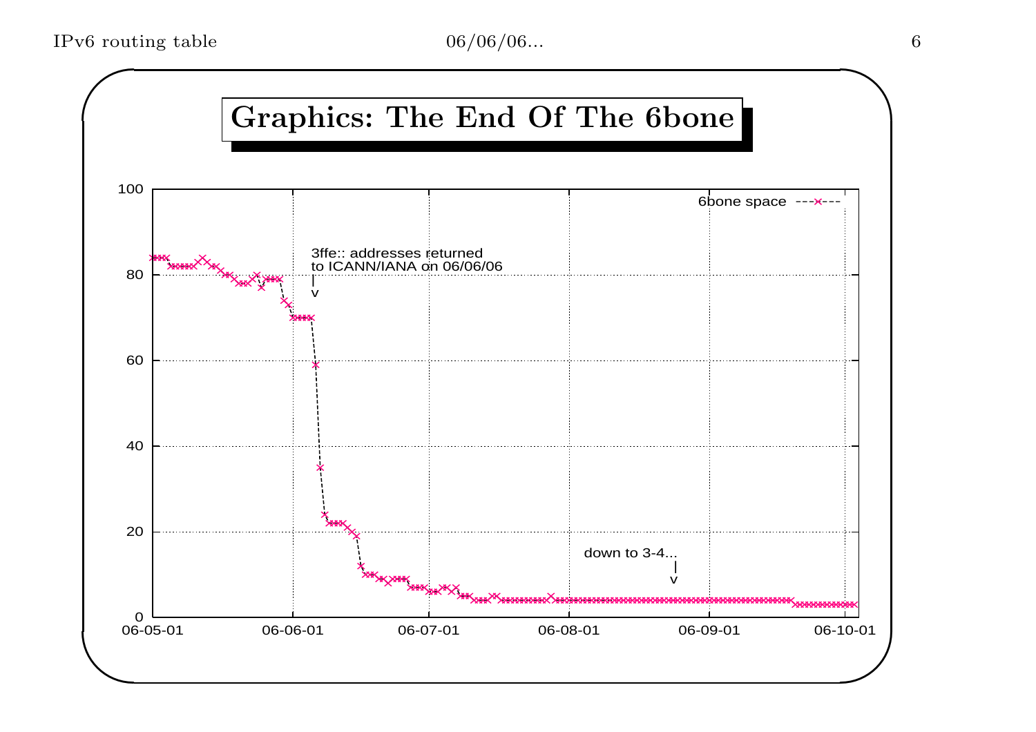# Graphics: The End Of The 6bone

6bone space

3ffe:: addresses returned
to ICANN/IANA on 06/06/06

down to 3-4...

| | |
|---|---|
| y-axis | 0, 20, 40, 60, 80, 100 |
| x-axis | 06-05-01, 06-06-01, 06-07-01, 06-08-01, 06-09-01, 06-10-01 |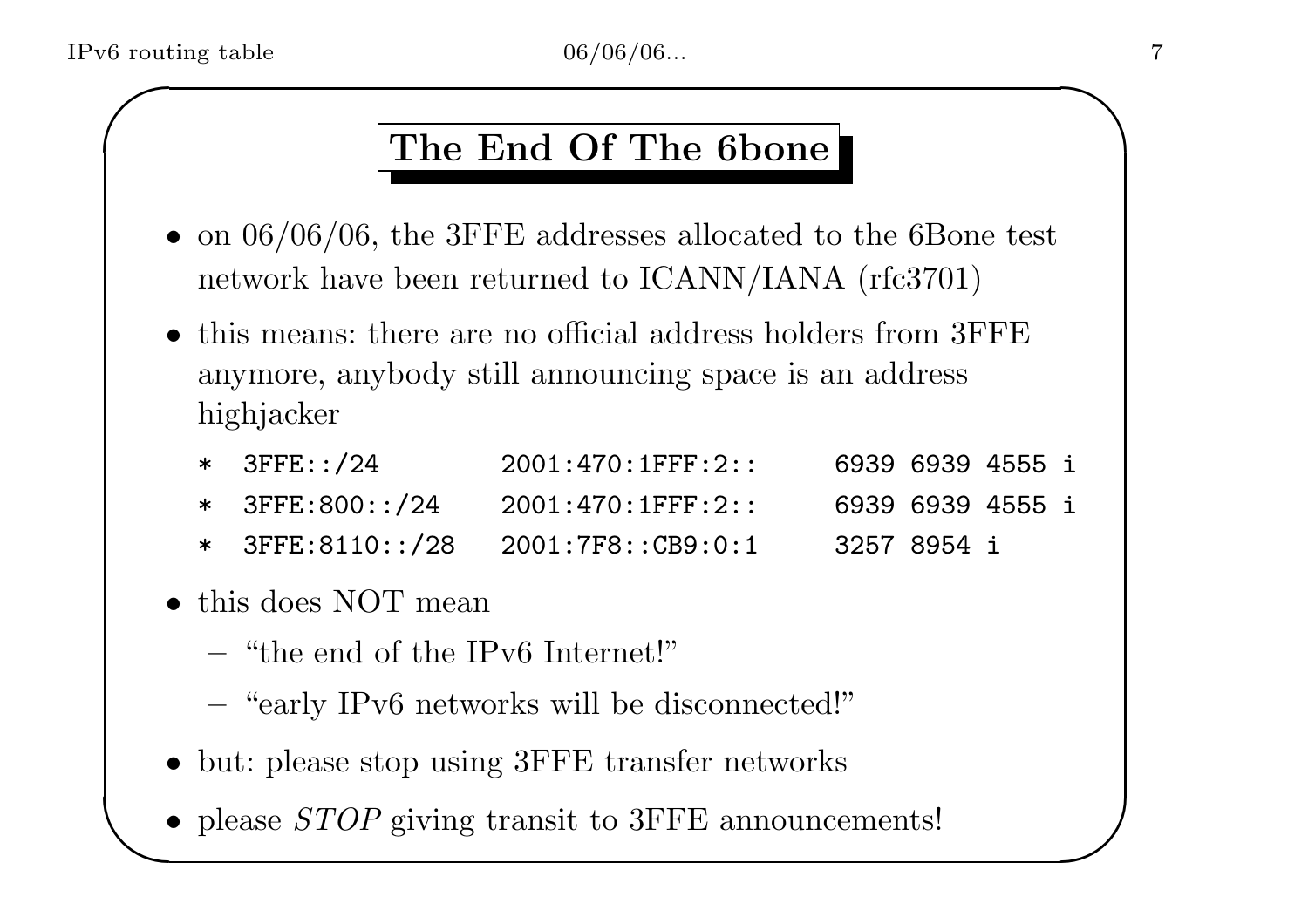## The End Of The 6bone

- on 06/06/06, the 3FFE addresses allocated to the 6Bone test network have been returned to ICANN/IANA (rfc3701)
- this means: there are no official address holders from 3FFE anymore, anybody still announcing space is an address highjacker

```
*  3FFE::/24        2001:470:1FFF:2::     6939 6939 4555 i
*  3FFE:800::/24    2001:470:1FFF:2::     6939 6939 4555 i
*  3FFE:8110::/28   2001:7F8::CB9:0:1     3257 8954 i
```

- this does NOT mean
  - "the end of the IPv6 Internet!"
  - "early IPv6 networks will be disconnected!"
- but: please stop using 3FFE transfer networks
- please *STOP* giving transit to 3FFE announcements!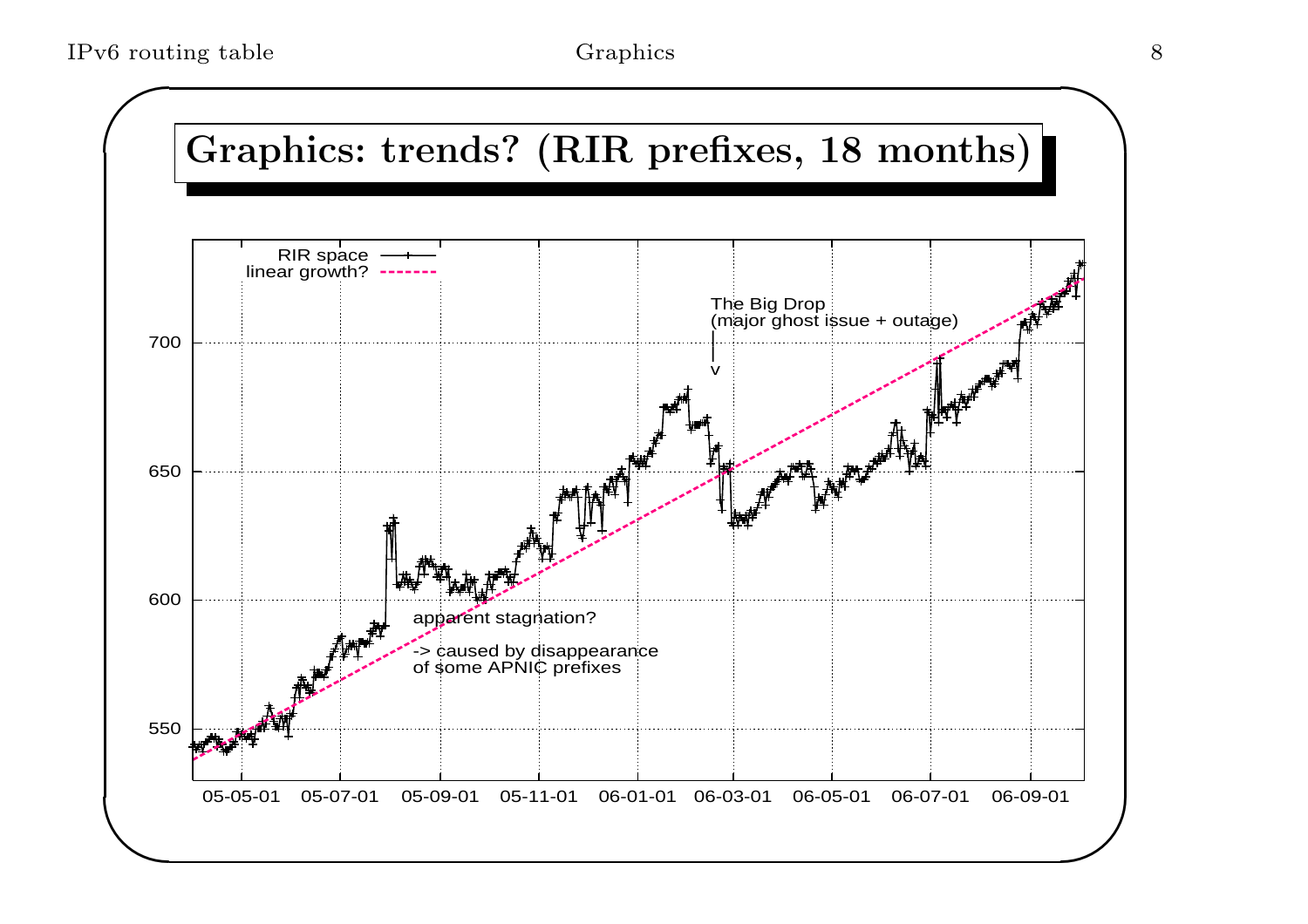# Graphics: trends? (RIR prefixes, 18 months)

RIR space
linear growth?

The Big Drop
(major ghost issue + outage)

apparent stagnation?

-> caused by disappearance of some APNIC prefixes

700
650
600
550

05-05-01 05-07-01 05-09-01 05-11-01 06-01-01 06-03-01 06-05-01 06-07-01 06-09-01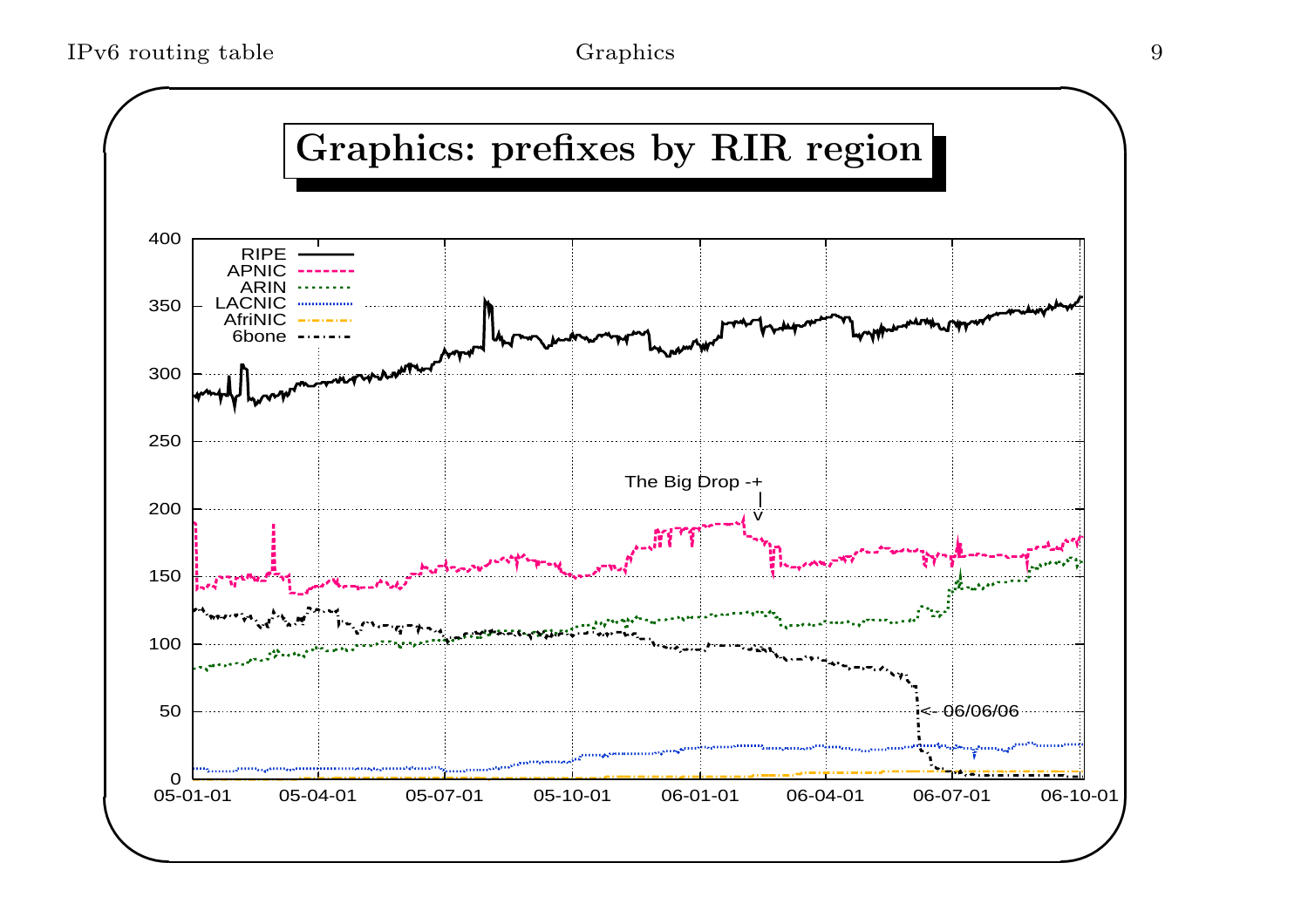# Graphics: prefixes by RIR region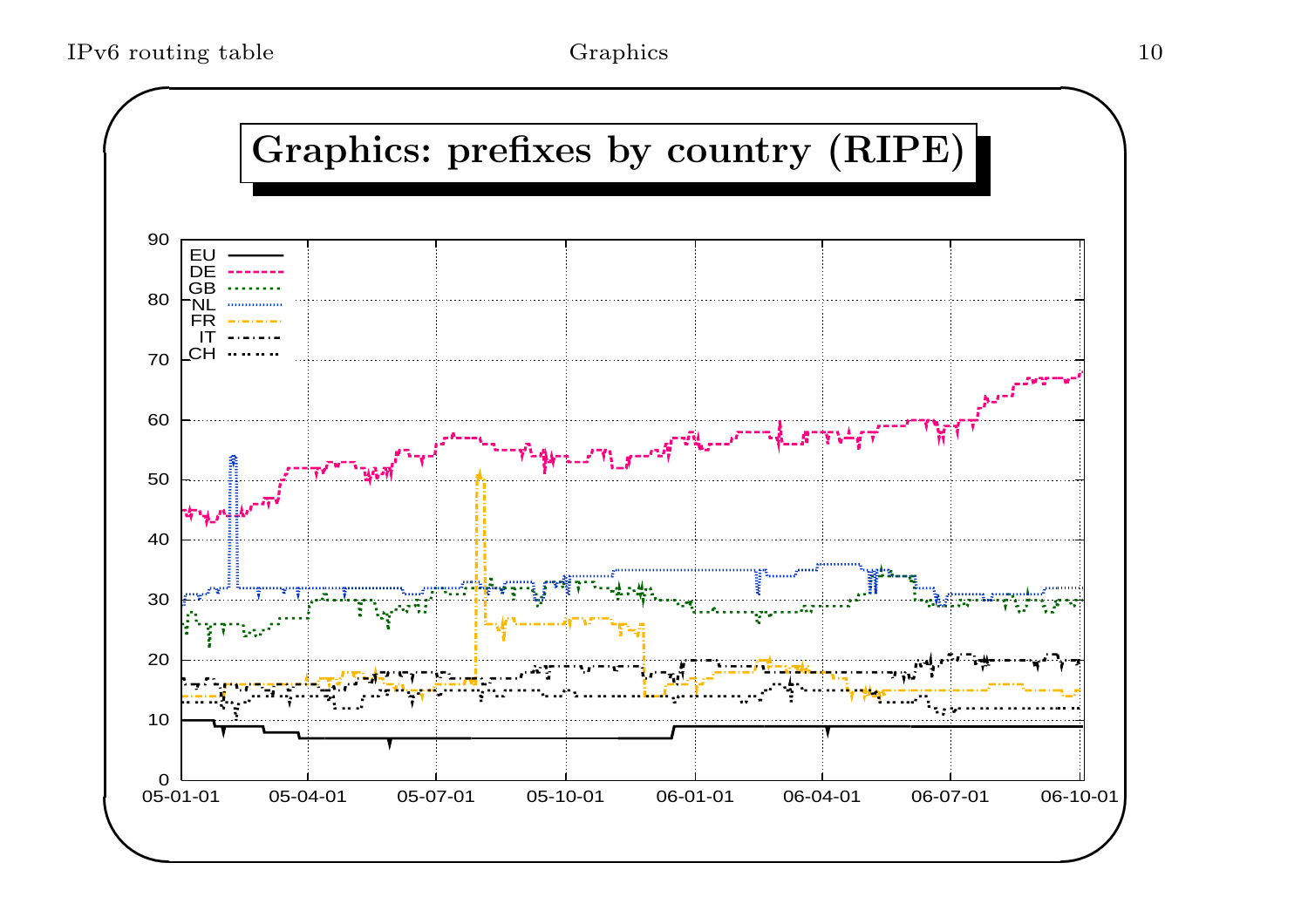# Graphics: prefixes by country (RIPE)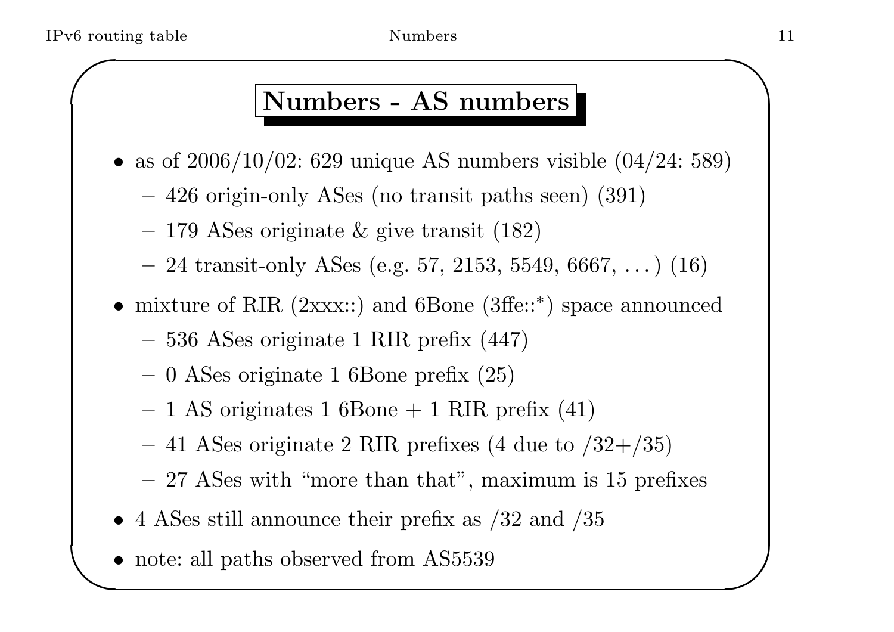## Numbers - AS numbers

- as of 2006/10/02: 629 unique AS numbers visible (04/24: 589)
  - 426 origin-only ASes (no transit paths seen) (391)
  - 179 ASes originate & give transit (182)
  - 24 transit-only ASes (e.g. 57, 2153, 5549, 6667, . . . ) (16)
- mixture of RIR (2xxx::) and 6Bone (3ffe::*) space announced
  - 536 ASes originate 1 RIR prefix (447)
  - 0 ASes originate 1 6Bone prefix (25)
  - 1 AS originates 1 6Bone + 1 RIR prefix (41)
  - 41 ASes originate 2 RIR prefixes (4 due to /32+/35)
  - 27 ASes with "more than that", maximum is 15 prefixes
- 4 ASes still announce their prefix as /32 and /35
- note: all paths observed from AS5539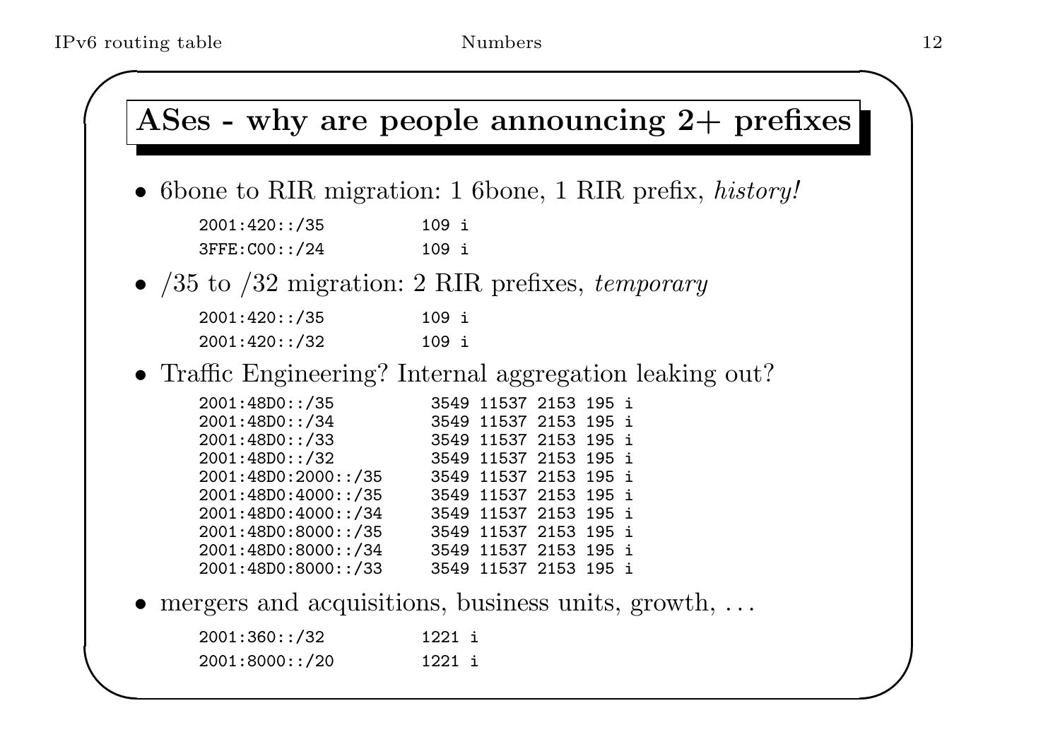## ASes - why are people announcing 2+ prefixes

- 6bone to RIR migration: 1 6bone, 1 RIR prefix, *history!*

```
2001:420::/35          109 i
3FFE:C00::/24          109 i
```

- /35 to /32 migration: 2 RIR prefixes, *temporary*

```
2001:420::/35          109 i
2001:420::/32          109 i
```

- Traffic Engineering? Internal aggregation leaking out?

```
2001:48D0::/35          3549 11537 2153 195 i
2001:48D0::/34          3549 11537 2153 195 i
2001:48D0::/33          3549 11537 2153 195 i
2001:48D0::/32          3549 11537 2153 195 i
2001:48D0:2000::/35     3549 11537 2153 195 i
2001:48D0:4000::/35     3549 11537 2153 195 i
2001:48D0:4000::/34     3549 11537 2153 195 i
2001:48D0:8000::/35     3549 11537 2153 195 i
2001:48D0:8000::/34     3549 11537 2153 195 i
2001:48D0:8000::/33     3549 11537 2153 195 i
```

- mergers and acquisitions, business units, growth, ...

```
2001:360::/32          1221 i
2001:8000::/20         1221 i
```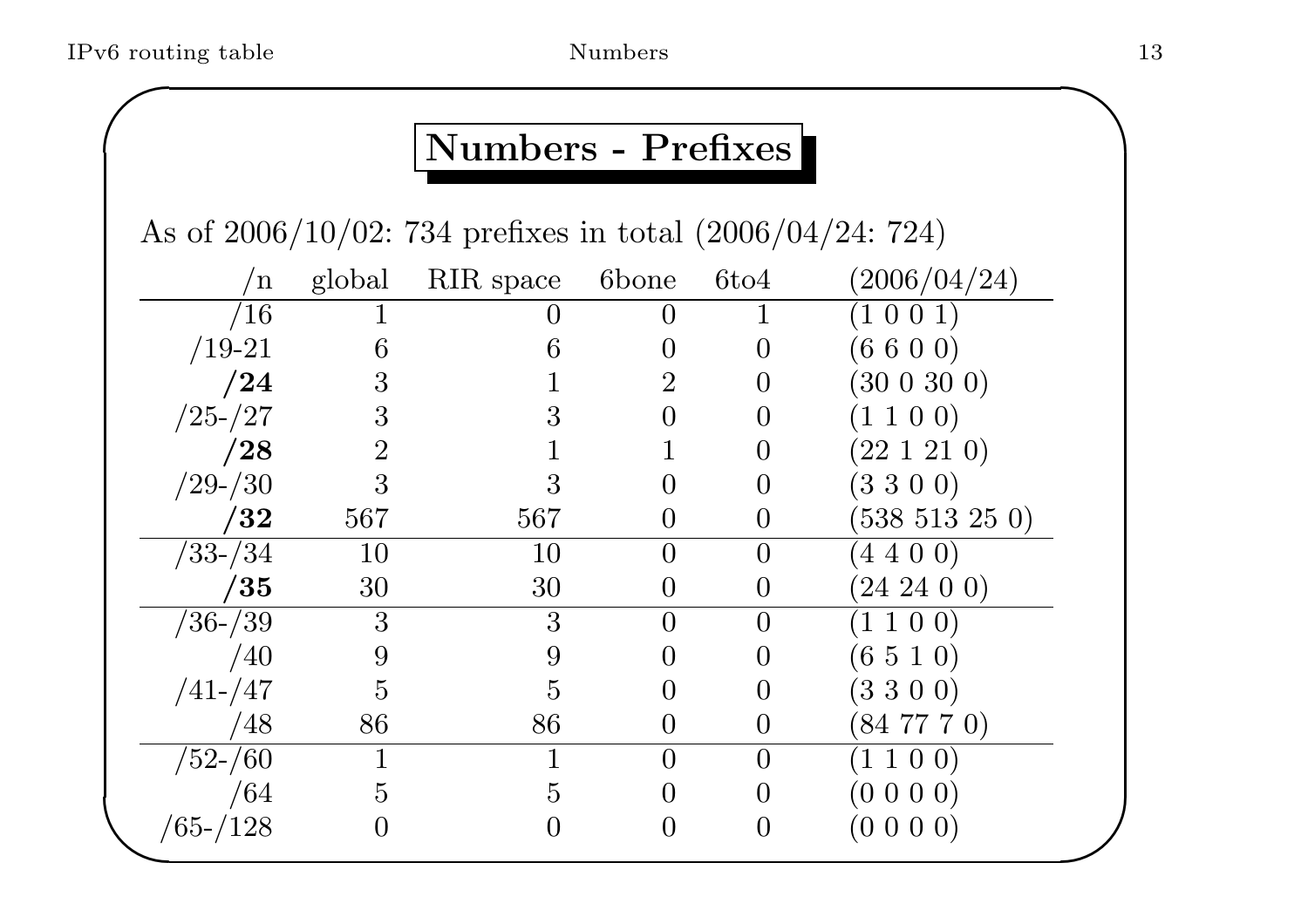## Numbers - Prefixes

As of 2006/10/02: 734 prefixes in total (2006/04/24: 724)

| /n | global | RIR space | 6bone | 6to4 | (2006/04/24) |
|---:|---:|---:|---:|---:|---|
| /16 | 1 | 0 | 0 | 1 | (1 0 0 1) |
| /19-21 | 6 | 6 | 0 | 0 | (6 6 0 0) |
| **/24** | 3 | 1 | 2 | 0 | (30 0 30 0) |
| /25-/27 | 3 | 3 | 0 | 0 | (1 1 0 0) |
| **/28** | 2 | 1 | 1 | 0 | (22 1 21 0) |
| /29-/30 | 3 | 3 | 0 | 0 | (3 3 0 0) |
| **/32** | 567 | 567 | 0 | 0 | (538 513 25 0) |
| /33-/34 | 10 | 10 | 0 | 0 | (4 4 0 0) |
| **/35** | 30 | 30 | 0 | 0 | (24 24 0 0) |
| /36-/39 | 3 | 3 | 0 | 0 | (1 1 0 0) |
| /40 | 9 | 9 | 0 | 0 | (6 5 1 0) |
| /41-/47 | 5 | 5 | 0 | 0 | (3 3 0 0) |
| /48 | 86 | 86 | 0 | 0 | (84 77 7 0) |
| /52-/60 | 1 | 1 | 0 | 0 | (1 1 0 0) |
| /64 | 5 | 5 | 0 | 0 | (0 0 0 0) |
| /65-/128 | 0 | 0 | 0 | 0 | (0 0 0 0) |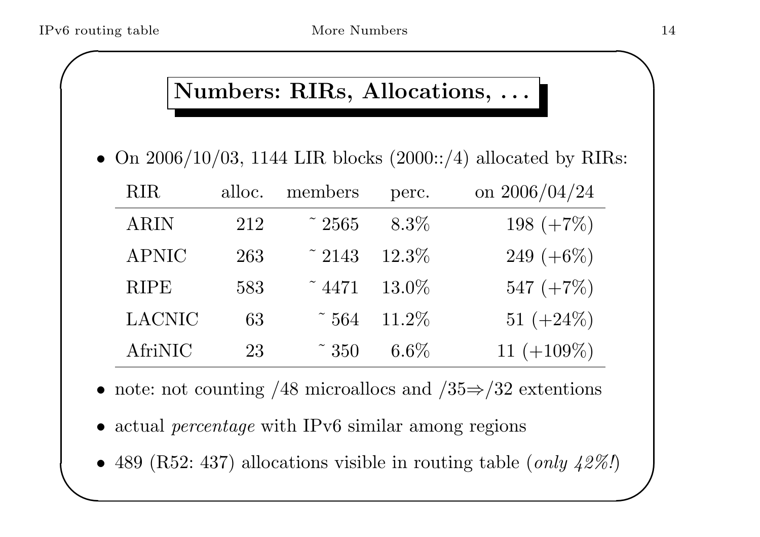## Numbers: RIRs, Allocations, ...

- On 2006/10/03, 1144 LIR blocks (2000::/4) allocated by RIRs:

| RIR | alloc. | members | perc. | on 2006/04/24 |
|---|---|---|---|---|
| ARIN | 212 | ˜ 2565 | 8.3% | 198 (+7%) |
| APNIC | 263 | ˜ 2143 | 12.3% | 249 (+6%) |
| RIPE | 583 | ˜ 4471 | 13.0% | 547 (+7%) |
| LACNIC | 63 | ˜ 564 | 11.2% | 51 (+24%) |
| AfriNIC | 23 | ˜ 350 | 6.6% | 11 (+109%) |

- note: not counting /48 microallocs and /35⇒/32 extentions
- actual *percentage* with IPv6 similar among regions
- 489 (R52: 437) allocations visible in routing table (*only 42%!*)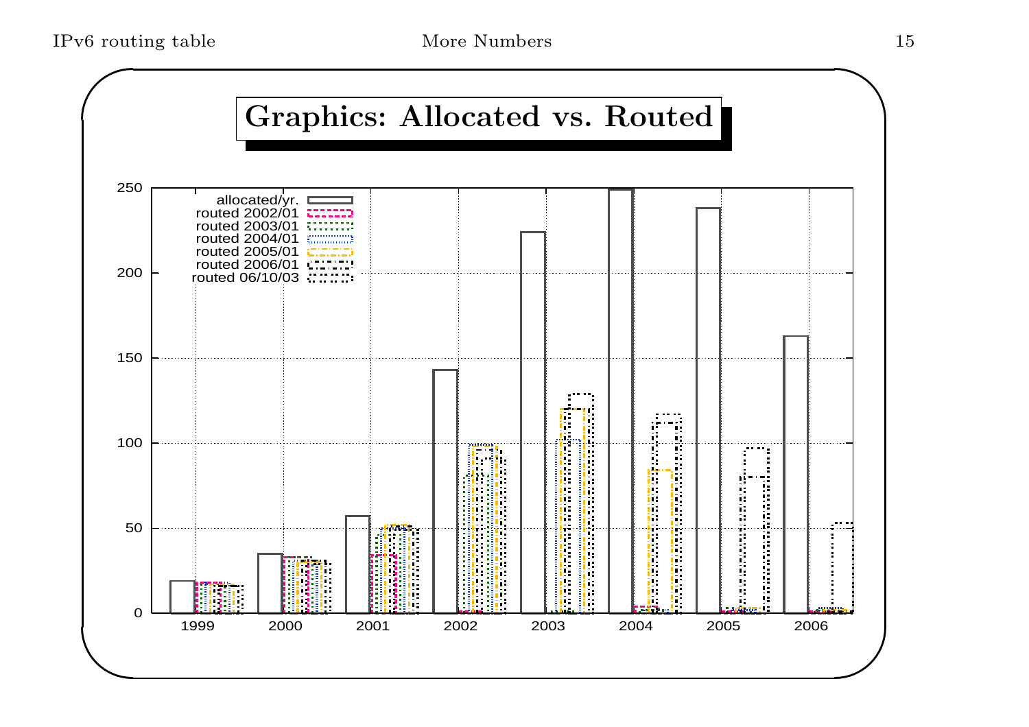# Graphics: Allocated vs. Routed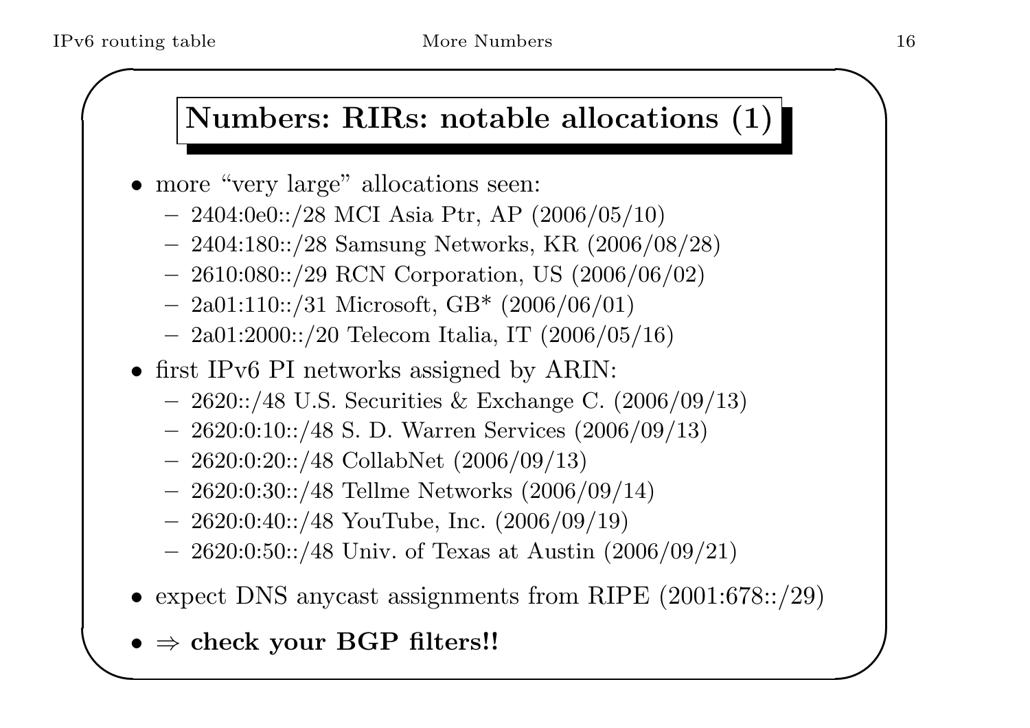## Numbers: RIRs: notable allocations (1)

- more "very large" allocations seen:
  - 2404:0e0::/28 MCI Asia Ptr, AP (2006/05/10)
  - 2404:180::/28 Samsung Networks, KR (2006/08/28)
  - 2610:080::/29 RCN Corporation, US (2006/06/02)
  - 2a01:110::/31 Microsoft, GB* (2006/06/01)
  - 2a01:2000::/20 Telecom Italia, IT (2006/05/16)
- first IPv6 PI networks assigned by ARIN:
  - 2620::/48 U.S. Securities & Exchange C. (2006/09/13)
  - 2620:0:10::/48 S. D. Warren Services (2006/09/13)
  - 2620:0:20::/48 CollabNet (2006/09/13)
  - 2620:0:30::/48 Tellme Networks (2006/09/14)
  - 2620:0:40::/48 YouTube, Inc. (2006/09/19)
  - 2620:0:50::/48 Univ. of Texas at Austin (2006/09/21)
- expect DNS anycast assignments from RIPE (2001:678::/29)
- ⇒ **check your BGP filters!!**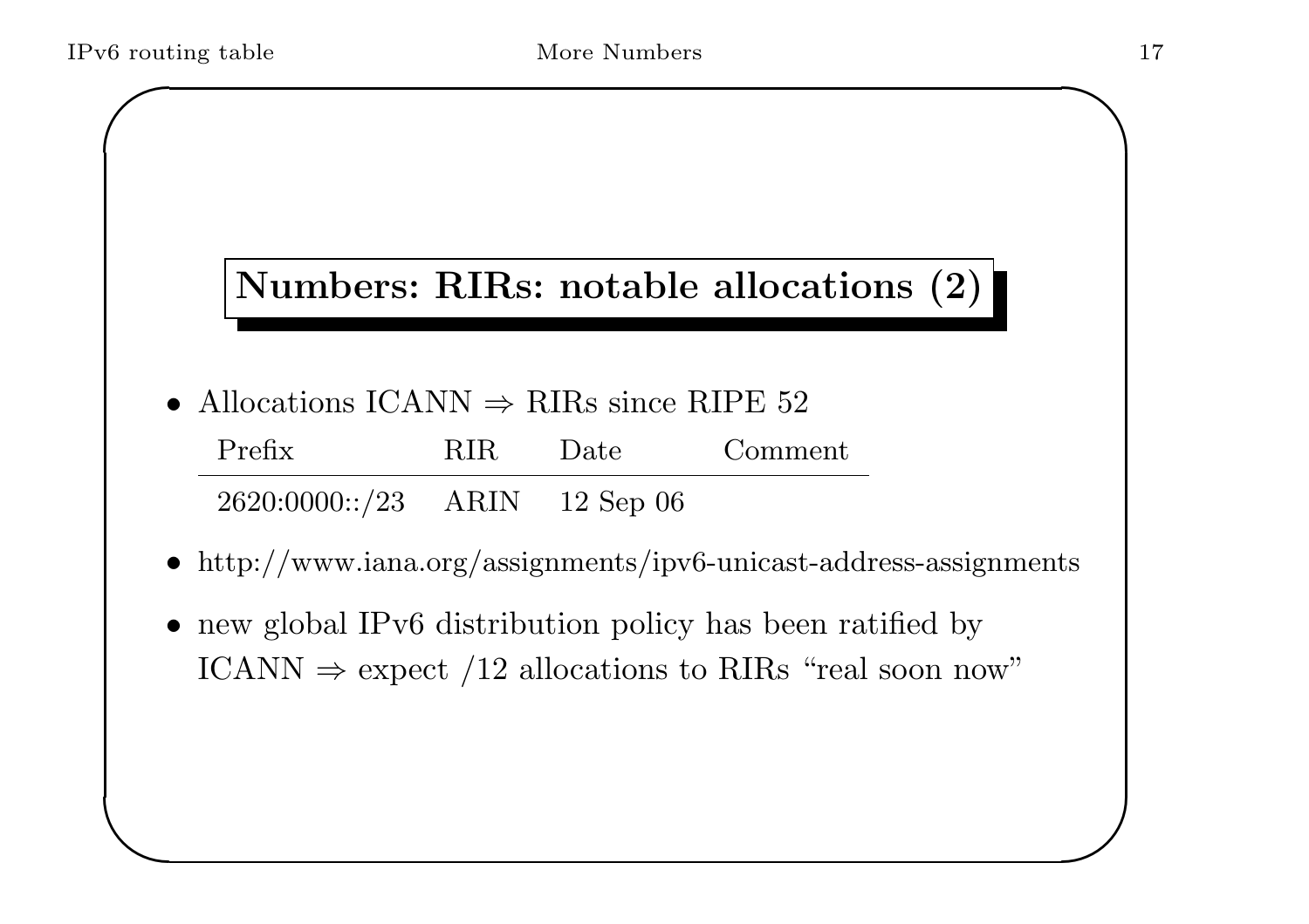## Numbers: RIRs: notable allocations (2)

- Allocations ICANN ⇒ RIRs since RIPE 52

| Prefix | RIR | Date | Comment |
|---|---|---|---|
| 2620:0000::/23 | ARIN | 12 Sep 06 | |

- http://www.iana.org/assignments/ipv6-unicast-address-assignments
- new global IPv6 distribution policy has been ratified by ICANN ⇒ expect /12 allocations to RIRs "real soon now"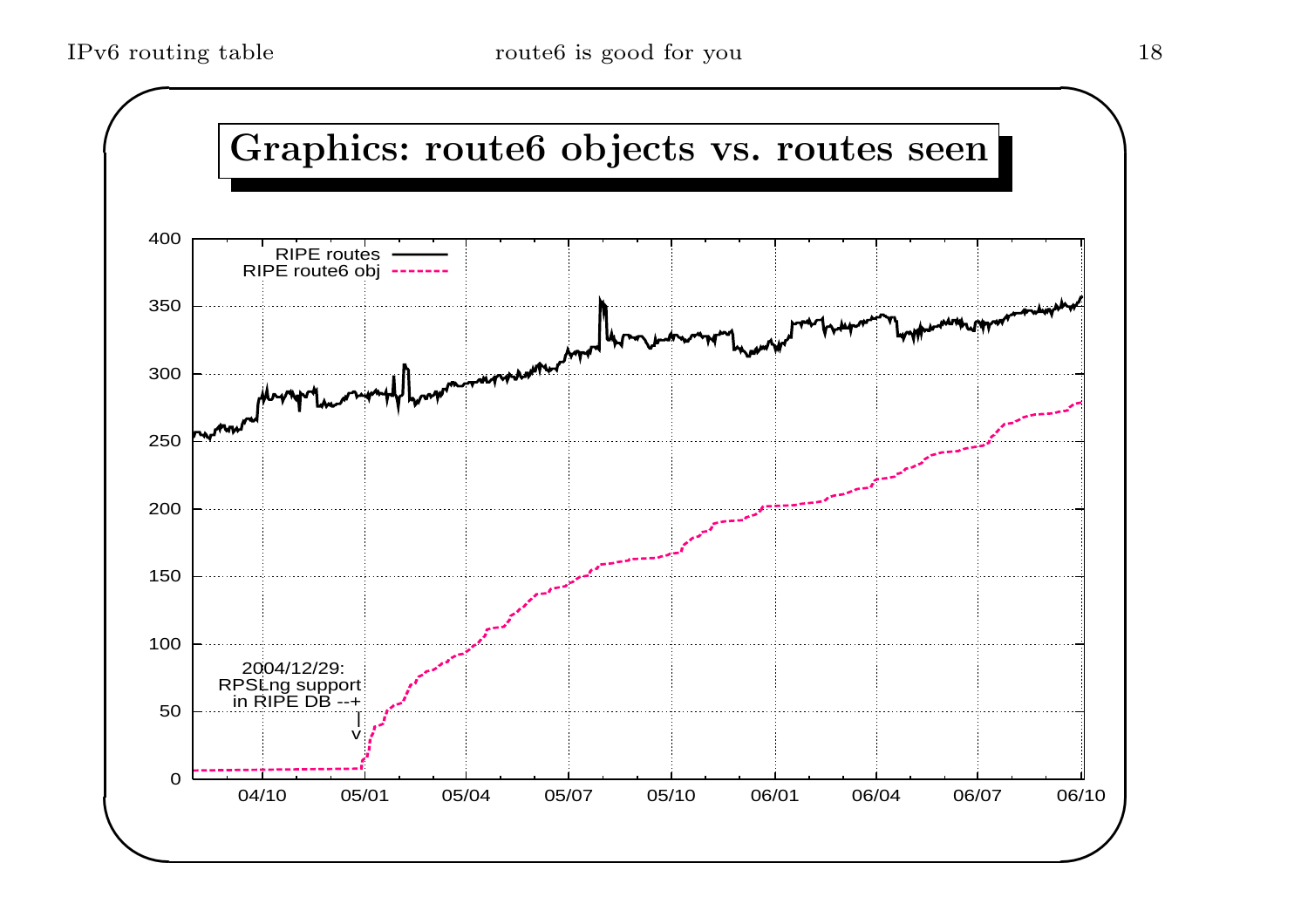## Graphics: route6 objects vs. routes seen

RIPE routes

RIPE route6 obj

2004/12/29:
RPSLng support
in RIPE DB --+
|
v

400
350
300
250
200
150
100
50
0

04/10 05/01 05/04 05/07 05/10 06/01 06/04 06/07 06/10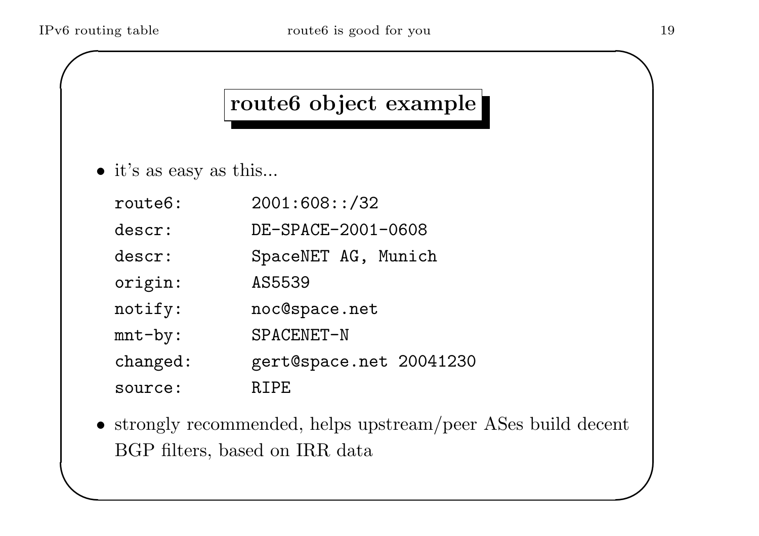## route6 object example

- it's as easy as this...

```
route6:       2001:608::/32
descr:        DE-SPACE-2001-0608
descr:        SpaceNET AG, Munich
origin:       AS5539
notify:       noc@space.net
mnt-by:       SPACENET-N
changed:      gert@space.net 20041230
source:       RIPE
```

- strongly recommended, helps upstream/peer ASes build decent BGP filters, based on IRR data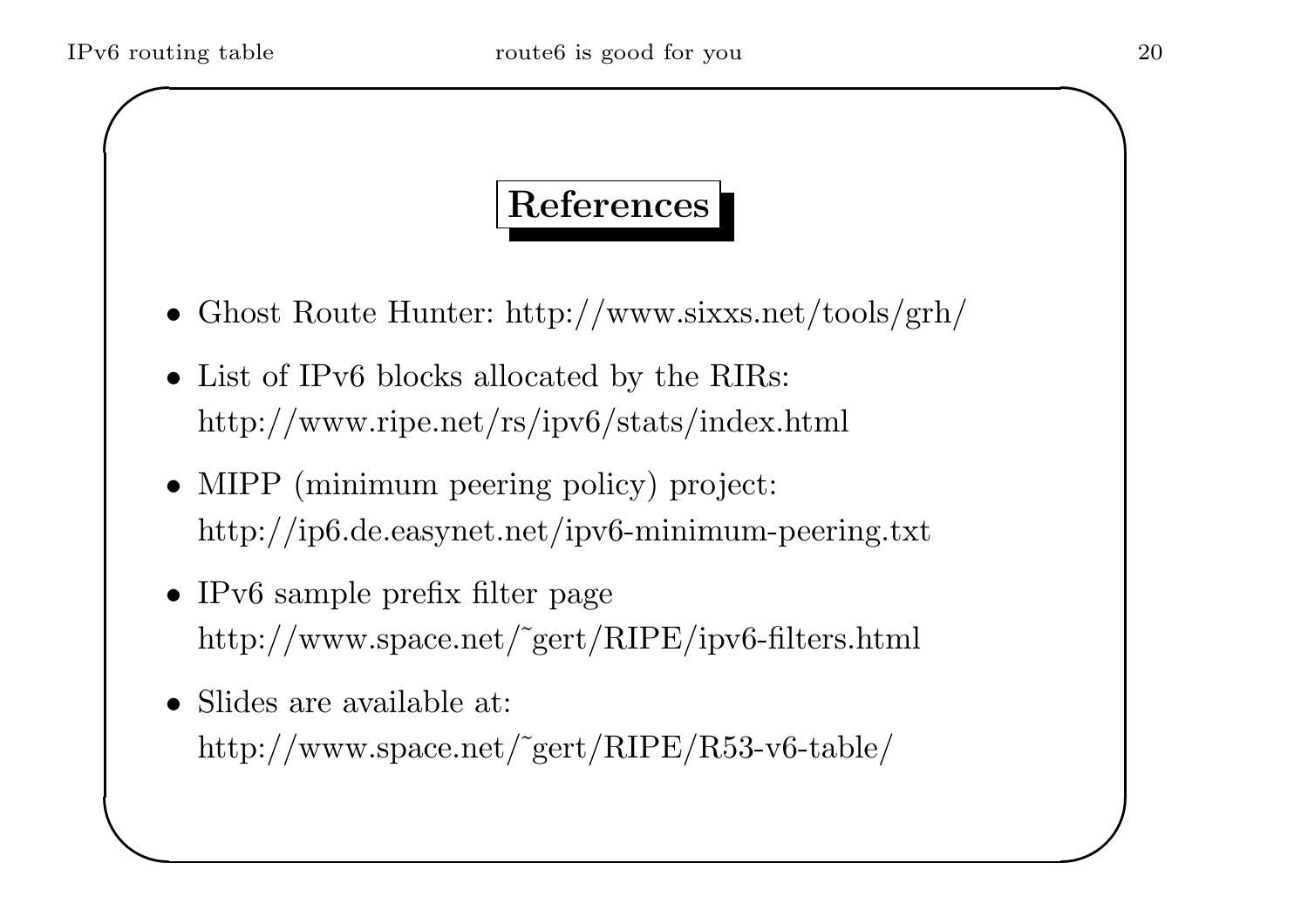## References

- Ghost Route Hunter: http://www.sixxs.net/tools/grh/
- List of IPv6 blocks allocated by the RIRs:
  http://www.ripe.net/rs/ipv6/stats/index.html
- MIPP (minimum peering policy) project:
  http://ip6.de.easynet.net/ipv6-minimum-peering.txt
- IPv6 sample prefix filter page
  http://www.space.net/~gert/RIPE/ipv6-filters.html
- Slides are available at:
  http://www.space.net/~gert/RIPE/R53-v6-table/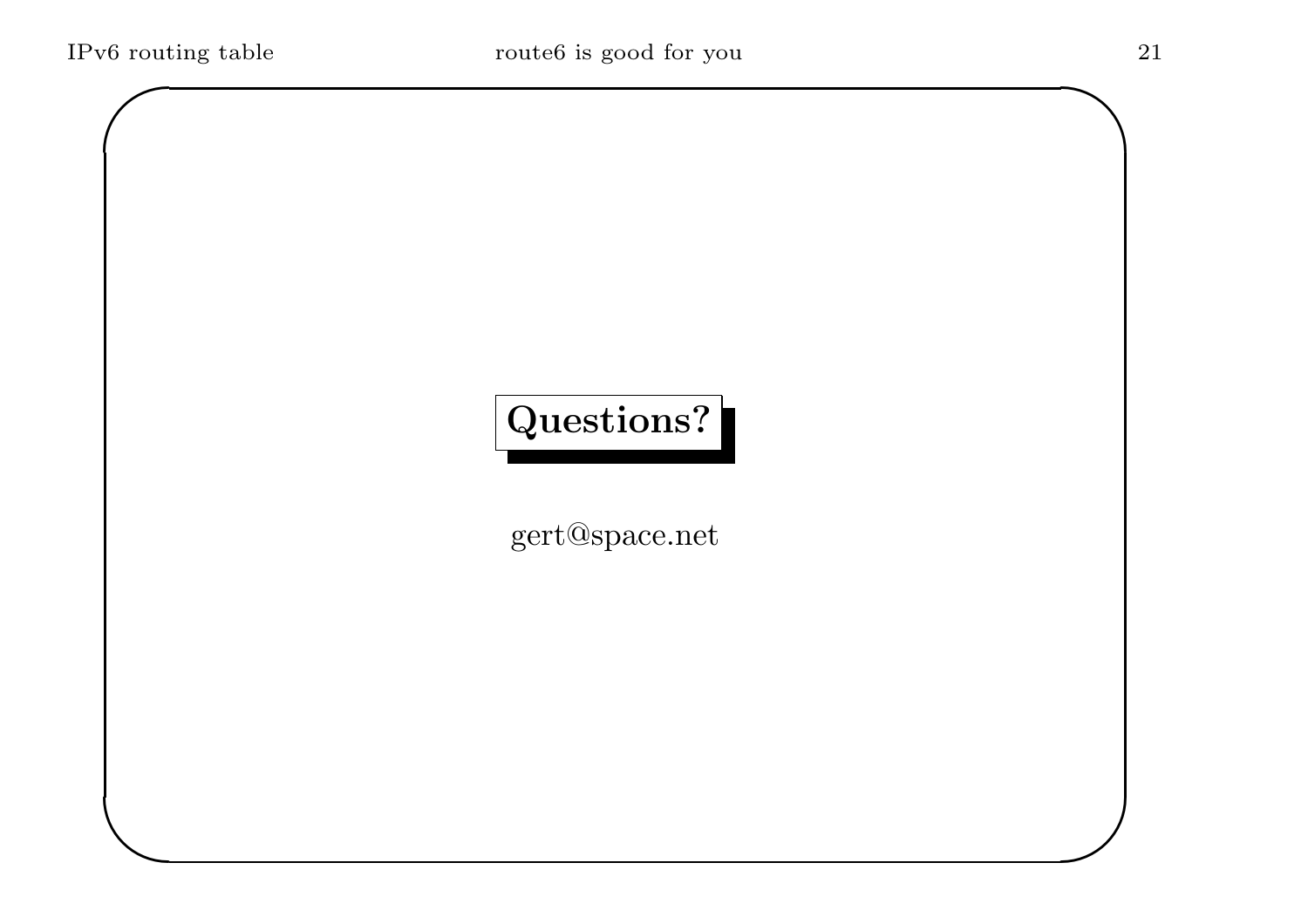**Questions?**

gert@space.net